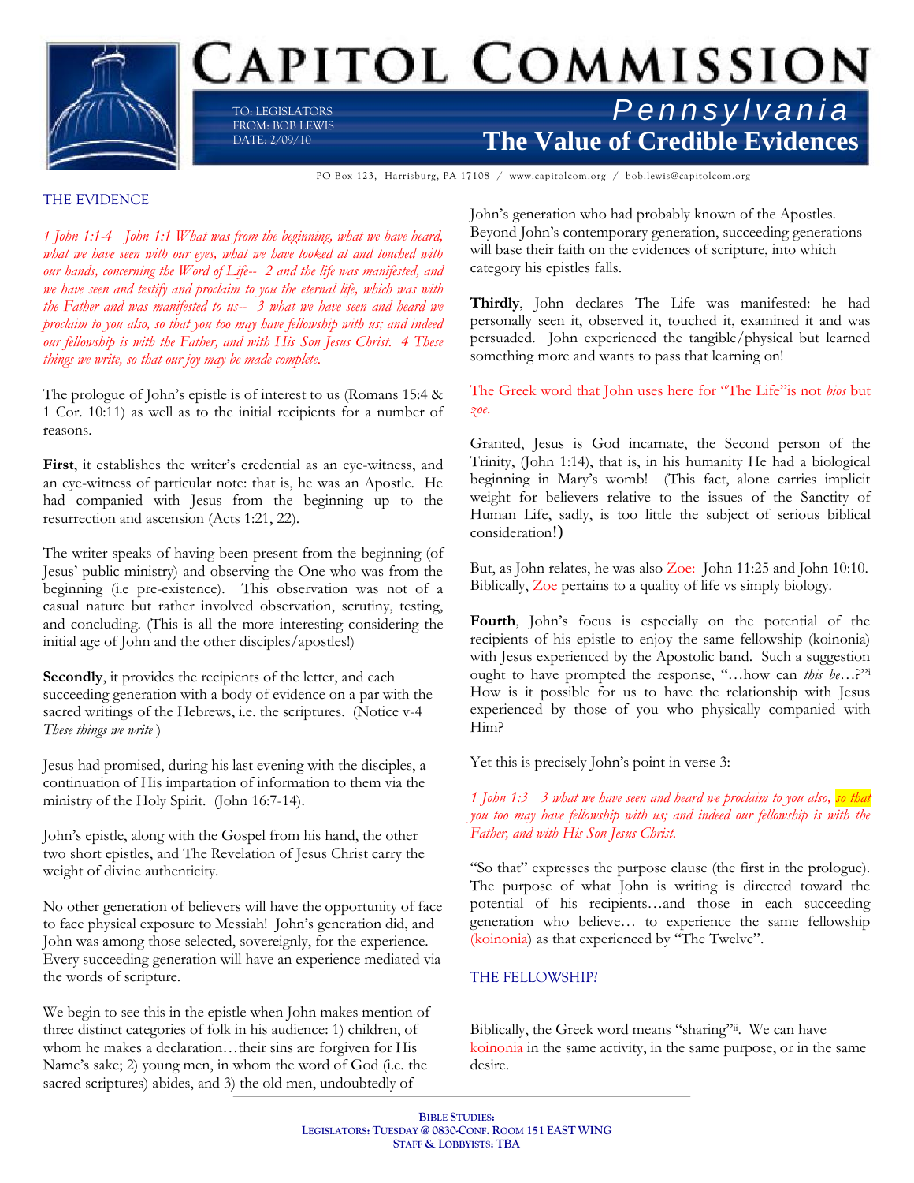# CAPITOL COMMISSION

TO: LEGISLATORS
FROM: BOB LEWIS
DATE: 2/09/10

*Pennsylvania*

## The Value of Credible Evidences

PO Box 123, Harrisburg, PA 17108 / www.capitolcom.org / bob.lewis@capitolcom.org

### THE EVIDENCE

*1 John 1:1-4 John 1:1 What was from the beginning, what we have heard, what we have seen with our eyes, what we have looked at and touched with our hands, concerning the Word of Life-- 2 and the life was manifested, and we have seen and testify and proclaim to you the eternal life, which was with the Father and was manifested to us-- 3 what we have seen and heard we proclaim to you also, so that you too may have fellowship with us; and indeed our fellowship is with the Father, and with His Son Jesus Christ. 4 These things we write, so that our joy may be made complete.*

The prologue of John's epistle is of interest to us (Romans 15:4 & 1 Cor. 10:11) as well as to the initial recipients for a number of reasons.

**First**, it establishes the writer's credential as an eye-witness, and an eye-witness of particular note: that is, he was an Apostle. He had companied with Jesus from the beginning up to the resurrection and ascension (Acts 1:21, 22).

The writer speaks of having been present from the beginning (of Jesus' public ministry) and observing the One who was from the beginning (i.e pre-existence). This observation was not of a casual nature but rather involved observation, scrutiny, testing, and concluding. (This is all the more interesting considering the initial age of John and the other disciples/apostles!)

**Secondly**, it provides the recipients of the letter, and each succeeding generation with a body of evidence on a par with the sacred writings of the Hebrews, i.e. the scriptures. (Notice v-4 *These things we write* )

Jesus had promised, during his last evening with the disciples, a continuation of His impartation of information to them via the ministry of the Holy Spirit. (John 16:7-14).

John's epistle, along with the Gospel from his hand, the other two short epistles, and The Revelation of Jesus Christ carry the weight of divine authenticity.

No other generation of believers will have the opportunity of face to face physical exposure to Messiah! John's generation did, and John was among those selected, sovereignly, for the experience. Every succeeding generation will have an experience mediated via the words of scripture.

We begin to see this in the epistle when John makes mention of three distinct categories of folk in his audience: 1) children, of whom he makes a declaration…their sins are forgiven for His Name's sake; 2) young men, in whom the word of God (i.e. the sacred scriptures) abides, and 3) the old men, undoubtedly of John's generation who had probably known of the Apostles. Beyond John's contemporary generation, succeeding generations will base their faith on the evidences of scripture, into which category his epistles falls.

**Thirdly**, John declares The Life was manifested: he had personally seen it, observed it, touched it, examined it and was persuaded. John experienced the tangible/physical but learned something more and wants to pass that learning on!

The Greek word that John uses here for "The Life"is not *bios* but *zoe*.

Granted, Jesus is God incarnate, the Second person of the Trinity, (John 1:14), that is, in his humanity He had a biological beginning in Mary's womb! (This fact, alone carries implicit weight for believers relative to the issues of the Sanctity of Human Life, sadly, is too little the subject of serious biblical consideration**!)**

But, as John relates, he was also Zoe: John 11:25 and John 10:10. Biblically, Zoe pertains to a quality of life vs simply biology.

**Fourth**, John's focus is especially on the potential of the recipients of his epistle to enjoy the same fellowship (koinonia) with Jesus experienced by the Apostolic band. Such a suggestion ought to have prompted the response, "…how can *this be*…?"[i] How is it possible for us to have the relationship with Jesus experienced by those of you who physically companied with Him?

Yet this is precisely John's point in verse 3:

*1 John 1:3 3 what we have seen and heard we proclaim to you also, so that you too may have fellowship with us; and indeed our fellowship is with the Father, and with His Son Jesus Christ.*

"So that" expresses the purpose clause (the first in the prologue). The purpose of what John is writing is directed toward the potential of his recipients…and those in each succeeding generation who believe… to experience the same fellowship (koinonia) as that experienced by "The Twelve".

### THE FELLOWSHIP?

Biblically, the Greek word means "sharing"[ii]. We can have koinonia in the same activity, in the same purpose, or in the same desire.

**BIBLE STUDIES:**
**LEGISLATORS: TUESDAY @ 0830-CONF. ROOM 151 EAST WING**
**STAFF & LOBBYISTS: TBA**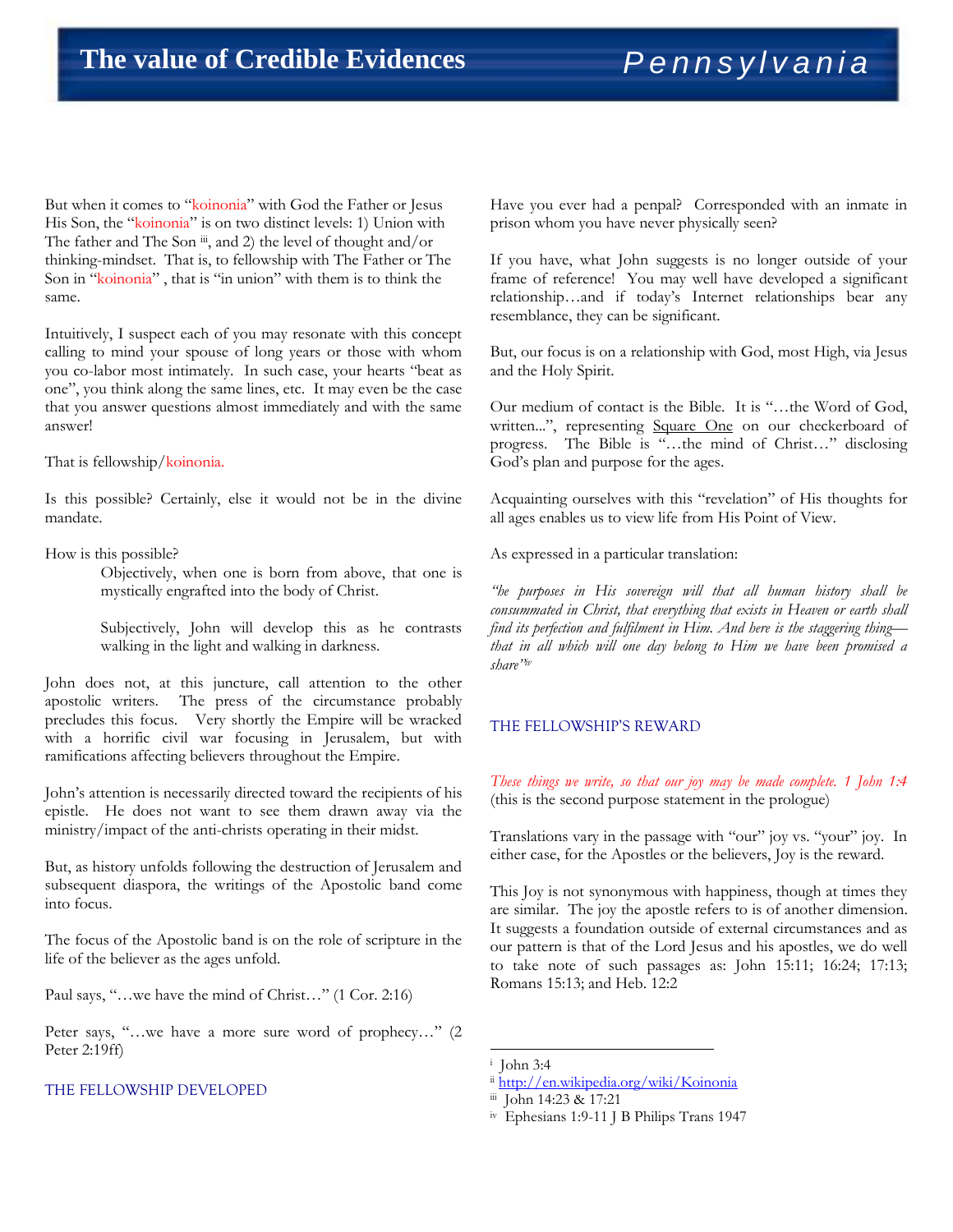But when it comes to "koinonia" with God the Father or Jesus His Son, the "koinonia" is on two distinct levels: 1) Union with The father and The Son [iii], and 2) the level of thought and/or thinking-mindset. That is, to fellowship with The Father or The Son in "koinonia" , that is "in union" with them is to think the same.

Intuitively, I suspect each of you may resonate with this concept calling to mind your spouse of long years or those with whom you co-labor most intimately. In such case, your hearts "beat as one", you think along the same lines, etc. It may even be the case that you answer questions almost immediately and with the same answer!

That is fellowship/koinonia.

Is this possible? Certainly, else it would not be in the divine mandate.

How is this possible?

> Objectively, when one is born from above, that one is mystically engrafted into the body of Christ.
>
> Subjectively, John will develop this as he contrasts walking in the light and walking in darkness.

John does not, at this juncture, call attention to the other apostolic writers. The press of the circumstance probably precludes this focus. Very shortly the Empire will be wracked with a horrific civil war focusing in Jerusalem, but with ramifications affecting believers throughout the Empire.

John's attention is necessarily directed toward the recipients of his epistle. He does not want to see them drawn away via the ministry/impact of the anti-christs operating in their midst.

But, as history unfolds following the destruction of Jerusalem and subsequent diaspora, the writings of the Apostolic band come into focus.

The focus of the Apostolic band is on the role of scripture in the life of the believer as the ages unfold.

Paul says, "…we have the mind of Christ…" (1 Cor. 2:16)

Peter says, "…we have a more sure word of prophecy…" (2 Peter 2:19ff)

## THE FELLOWSHIP DEVELOPED

Have you ever had a penpal? Corresponded with an inmate in prison whom you have never physically seen?

If you have, what John suggests is no longer outside of your frame of reference! You may well have developed a significant relationship…and if today's Internet relationships bear any resemblance, they can be significant.

But, our focus is on a relationship with God, most High, via Jesus and the Holy Spirit.

Our medium of contact is the Bible. It is "…the Word of God, written...", representing Square One on our checkerboard of progress. The Bible is "…the mind of Christ…" disclosing God's plan and purpose for the ages.

Acquainting ourselves with this "revelation" of His thoughts for all ages enables us to view life from His Point of View.

As expressed in a particular translation:

*"he purposes in His sovereign will that all human history shall be consummated in Christ, that everything that exists in Heaven or earth shall find its perfection and fulfilment in Him. And here is the staggering thing—that in all which will one day belong to Him we have been promised a share"*[iv]

## THE FELLOWSHIP'S REWARD

*These things we write, so that our joy may be made complete. 1 John 1:4* (this is the second purpose statement in the prologue)

Translations vary in the passage with "our" joy vs. "your" joy. In either case, for the Apostles or the believers, Joy is the reward.

This Joy is not synonymous with happiness, though at times they are similar. The joy the apostle refers to is of another dimension. It suggests a foundation outside of external circumstances and as our pattern is that of the Lord Jesus and his apostles, we do well to take note of such passages as: John 15:11; 16:24; 17:13; Romans 15:13; and Heb. 12:2

---

[i] John 3:4
[ii] http://en.wikipedia.org/wiki/Koinonia
[iii] John 14:23 & 17:21
[iv] Ephesians 1:9-11 J B Philips Trans 1947